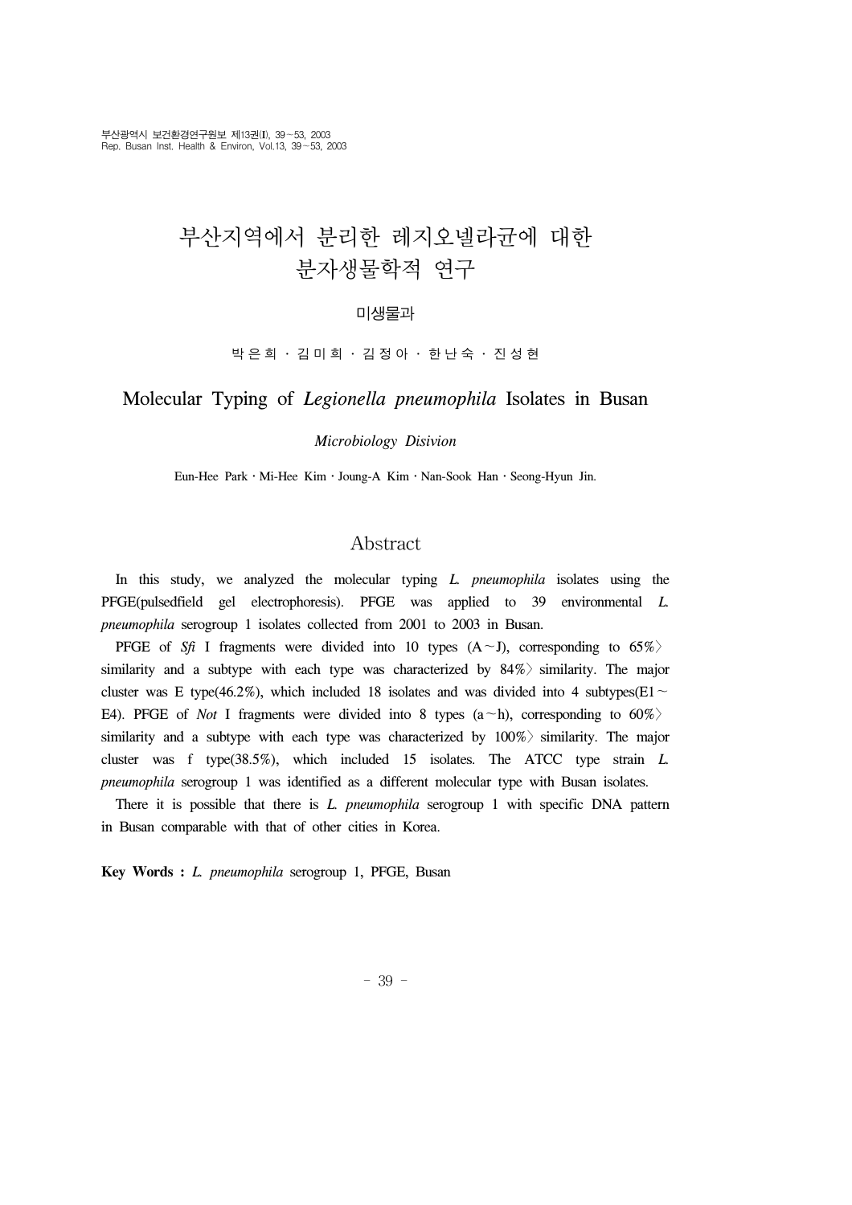# 부산지역에서 분리한 레지오넬라균에 대한 분자생물학적 연구

미생물과

박 은 희 · 김 미 희 · 김 정 아 · 한 난 숙 · 진 성 현

## Molecular Typing of *Legionella pneumophila* Isolates in Busan

*Microbiology Disivion*

Eun-Hee Park · Mi-Hee Kim · Joung-A Kim · Nan-Sook Han · Seong-Hyun Jin.

## Abstract

In this study, we analyzed the molecular typing *L. pneumophila* isolates using the PFGE(pulsedfield gel electrophoresis). PFGE was applied to 39 environmental *L. pneumophila* serogroup 1 isolates collected from 2001 to 2003 in Busan.

PFGE of *Sfi* I fragments were divided into 10 types (A～J), corresponding to 65%〉 similarity and a subtype with each type was characterized by 84%〉 similarity. The major cluster was E type(46.2%), which included 18 isolates and was divided into 4 subtypes(E1～E4). PFGE of *Not* I fragments were divided into 8 types (a～h), corresponding to 60%〉 similarity and a subtype with each type was characterized by 100%〉 similarity. The major cluster was f type(38.5%), which included 15 isolates. The ATCC type strain *L. pneumophila* serogroup 1 was identified as a different molecular type with Busan isolates.

There it is possible that there is *L. pneumophila* serogroup 1 with specific DNA pattern in Busan comparable with that of other cities in Korea.

**Key Words :** *L. pneumophila* serogroup 1, PFGE, Busan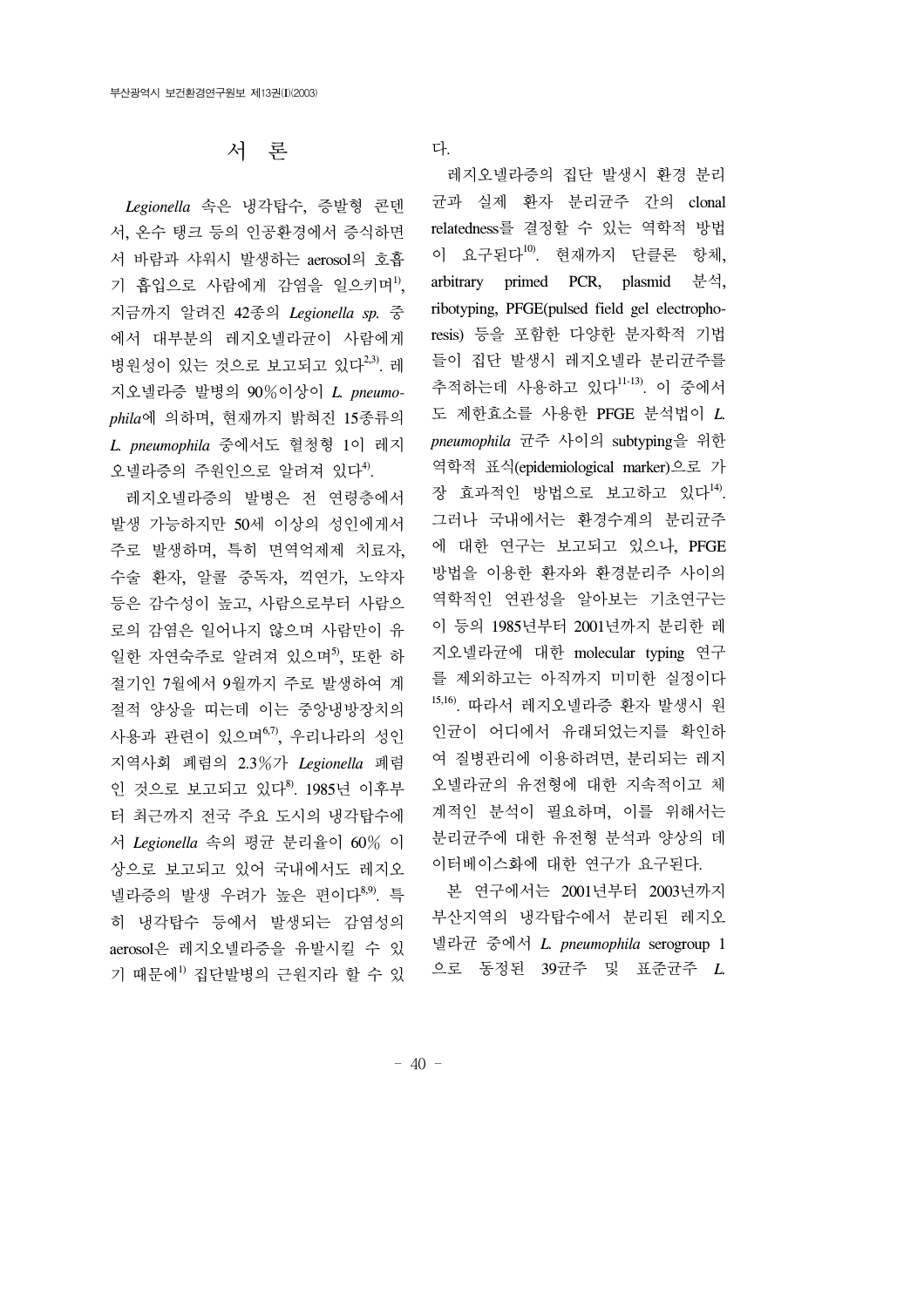# 서 론

*Legionella* 속은 냉각탑수, 증발형 콘덴서, 온수 탱크 등의 인공환경에서 증식하면서 바람과 샤워시 발생하는 aerosol의 호흡기 흡입으로 사람에게 감염을 일으키며[1], 지금까지 알려진 42종의 *Legionella sp.* 중에서 대부분의 레지오넬라균이 사람에게 병원성이 있는 것으로 보고되고 있다[2,3]. 레지오넬라증 발병의 90%이상이 *L. pneumophila*에 의하며, 현재까지 밝혀진 15종류의 *L. pneumophila* 중에서도 혈청형 1이 레지오넬라증의 주원인으로 알려져 있다[4].

레지오넬라증의 발병은 전 연령층에서 발생 가능하지만 50세 이상의 성인에게서 주로 발생하며, 특히 면역억제제 치료자, 수술 환자, 알콜 중독자, 끽연가, 노약자 등은 감수성이 높고, 사람으로부터 사람으로의 감염은 일어나지 않으며 사람만이 유일한 자연숙주로 알려져 있으며[5], 또한 하절기인 7월에서 9월까지 주로 발생하여 계절적 양상을 띠는데 이는 중앙냉방장치의 사용과 관련이 있으며[6,7], 우리나라의 성인 지역사회 폐렴의 2.3%가 *Legionella* 폐렴인 것으로 보고되고 있다[8]. 1985년 이후부터 최근까지 전국 주요 도시의 냉각탑수에서 *Legionella* 속의 평균 분리율이 60% 이상으로 보고되고 있어 국내에서도 레지오넬라증의 발생 우려가 높은 편이다[8,9]. 특히 냉각탑수 등에서 발생되는 감염성의 aerosol은 레지오넬라증을 유발시킬 수 있기 때문에[1] 집단발병의 근원지라 할 수 있다.

레지오넬라증의 집단 발생시 환경 분리균과 실제 환자 분리균주 간의 clonal relatedness를 결정할 수 있는 역학적 방법이 요구된다[10]. 현재까지 단클론 항체, arbitrary primed PCR, plasmid 분석, ribotyping, PFGE(pulsed field gel electrophoresis) 등을 포함한 다양한 분자학적 기법들이 집단 발생시 레지오넬라 분리균주를 추적하는데 사용하고 있다[11-13]. 이 중에서도 제한효소를 사용한 PFGE 분석법이 *L. pneumophila* 균주 사이의 subtyping을 위한 역학적 표식(epidemiological marker)으로 가장 효과적인 방법으로 보고하고 있다[14]. 그러나 국내에서는 환경수계의 분리균주에 대한 연구는 보고되고 있으나, PFGE 방법을 이용한 환자와 환경분리주 사이의 역학적인 연관성을 알아보는 기초연구는 이 등의 1985년부터 2001년까지 분리한 레지오넬라균에 대한 molecular typing 연구를 제외하고는 아직까지 미미한 실정이다[15,16]. 따라서 레지오넬라증 환자 발생시 원인균이 어디에서 유래되었는지를 확인하여 질병관리에 이용하려면, 분리되는 레지오넬라균의 유전형에 대한 지속적이고 체계적인 분석이 필요하며, 이를 위해서는 분리균주에 대한 유전형 분석과 양상의 데이터베이스화에 대한 연구가 요구된다.

본 연구에서는 2001년부터 2003년까지 부산지역의 냉각탑수에서 분리된 레지오넬라균 중에서 *L. pneumophila* serogroup 1으로 동정된 39균주 및 표준균주 *L.*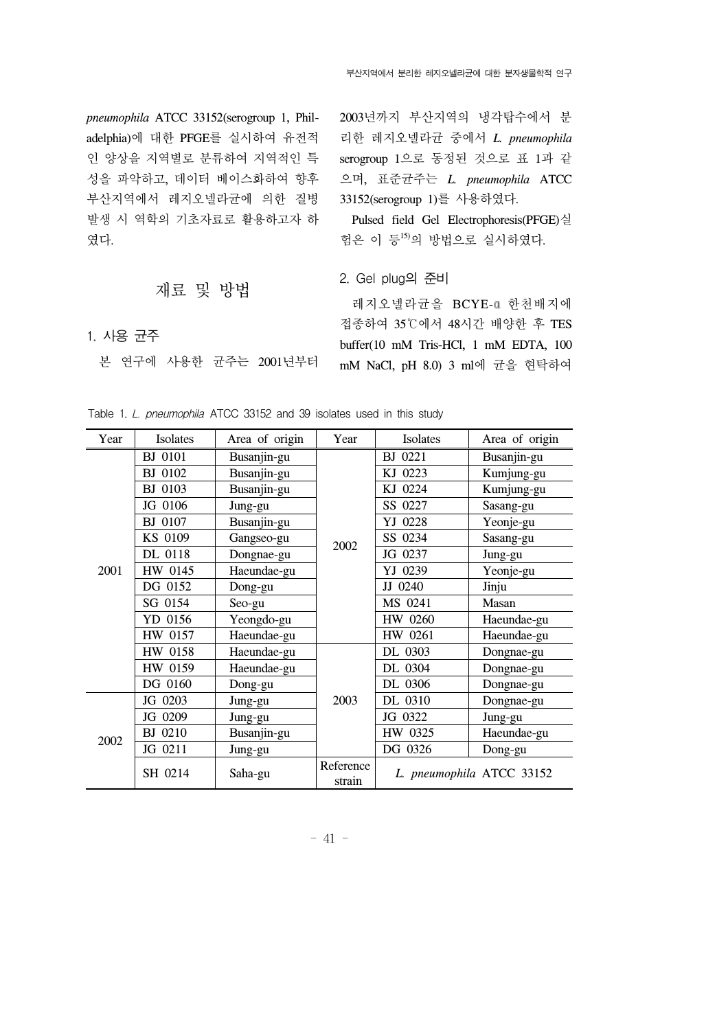*pneumophila* ATCC 33152(serogroup 1, Philadelphia)에 대한 PFGE를 실시하여 유전적인 양상을 지역별로 분류하여 지역적인 특성을 파악하고, 데이터 베이스화하여 향후 부산지역에서 레지오넬라균에 의한 질병 발생 시 역학의 기초자료로 활용하고자 하였다.

## 재료 및 방법

### 1. 사용 균주

본 연구에 사용한 균주는 2001년부터 2003년까지 부산지역의 냉각탑수에서 분리한 레지오넬라균 중에서 *L. pneumophila* serogroup 1으로 동정된 것으로 표 1과 같으며, 표준균주는 *L. pneumophila* ATCC 33152(serogroup 1)를 사용하였다.

Pulsed field Gel Electrophoresis(PFGE)실험은 이 등[15]의 방법으로 실시하였다.

### 2. Gel plug의 준비

레지오넬라균을 BCYE-α 한천배지에 접종하여 35℃에서 48시간 배양한 후 TES buffer(10 mM Tris-HCl, 1 mM EDTA, 100 mM NaCl, pH 8.0) 3 ml에 균을 현탁하여

Table 1. *L. pneumophila* ATCC 33152 and 39 isolates used in this study

| Year | Isolates | Area of origin | Year | Isolates | Area of origin |
|---|---|---|---|---|---|
| 2001 | BJ 0101 | Busanjin-gu | 2002 | BJ 0221 | Busanjin-gu |
| | BJ 0102 | Busanjin-gu | | KJ 0223 | Kumjung-gu |
| | BJ 0103 | Busanjin-gu | | KJ 0224 | Kumjung-gu |
| | JG 0106 | Jung-gu | | SS 0227 | Sasang-gu |
| | BJ 0107 | Busanjin-gu | | YJ 0228 | Yeonje-gu |
| | KS 0109 | Gangseo-gu | | SS 0234 | Sasang-gu |
| | DL 0118 | Dongnae-gu | | JG 0237 | Jung-gu |
| | HW 0145 | Haeundae-gu | | YJ 0239 | Yeonje-gu |
| | DG 0152 | Dong-gu | | JJ 0240 | Jinju |
| | SG 0154 | Seo-gu | | MS 0241 | Masan |
| | YD 0156 | Yeongdo-gu | | HW 0260 | Haeundae-gu |
| | HW 0157 | Haeundae-gu | | HW 0261 | Haeundae-gu |
| | HW 0158 | Haeundae-gu | 2003 | DL 0303 | Dongnae-gu |
| | HW 0159 | Haeundae-gu | | DL 0304 | Dongnae-gu |
| | DG 0160 | Dong-gu | | DL 0306 | Dongnae-gu |
| 2002 | JG 0203 | Jung-gu | | DL 0310 | Dongnae-gu |
| | JG 0209 | Jung-gu | | JG 0322 | Jung-gu |
| | BJ 0210 | Busanjin-gu | | HW 0325 | Haeundae-gu |
| | JG 0211 | Jung-gu | | DG 0326 | Dong-gu |
| | SH 0214 | Saha-gu | Reference strain | *L. pneumophila* ATCC 33152 | |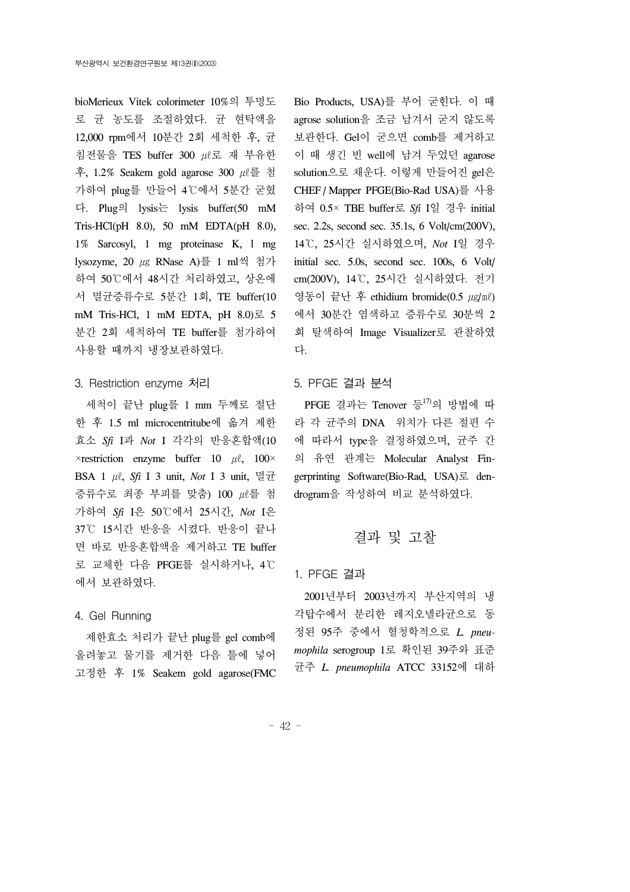bioMerieux Vitek colorimeter 10%의 투명도로 균 농도를 조절하였다. 균 현탁액을 12,000 rpm에서 10분간 2회 세척한 후, 균 침전물을 TES buffer 300 ㎕로 재 부유한 후, 1.2% Seakem gold agarose 300 ㎕를 첨가하여 plug를 만들어 4℃에서 5분간 굳혔다. Plug의 lysis는 lysis buffer(50 mM Tris-HCl(pH 8.0), 50 mM EDTA(pH 8.0), 1% Sarcosyl, 1 mg proteinase K, 1 mg lysozyme, 20 ㎍ RNase A)를 1 ml씩 첨가하여 50℃에서 48시간 처리하였고, 상온에서 멸균증류수로 5분간 1회, TE buffer(10 mM Tris-HCl, 1 mM EDTA, pH 8.0)로 5분간 2회 세척하여 TE buffer를 첨가하여 사용할 때까지 냉장보관하였다.

### 3. Restriction enzyme 처리

세척이 끝난 plug를 1 mm 두께로 절단한 후 1.5 ml microcentritube에 옮겨 제한효소 *Sfi* I과 *Not* I 각각의 반응혼합액(10×restriction enzyme buffer 10 ㎕, 100×BSA 1 ㎕, *Sfi* I 3 unit, *Not* I 3 unit, 멸균증류수로 최종 부피를 맞춤) 100 ㎕를 첨가하여 *Sfi* I은 50℃에서 25시간, *Not* I은 37℃ 15시간 반응을 시켰다. 반응이 끝나면 바로 반응혼합액을 제거하고 TE buffer로 교체한 다음 PFGE를 실시하거나, 4℃에서 보관하였다.

### 4. Gel Running

제한효소 처리가 끝난 plug를 gel comb에 올려놓고 물기를 제거한 다음 틀에 넣어 고정한 후 1% Seakem gold agarose(FMC Bio Products, USA)를 부어 굳힌다. 이 때 agrose solution을 조금 남겨서 굳지 않도록 보관한다. Gel이 굳으면 comb를 제거하고 이 때 생긴 빈 well에 남겨 두었던 agarose solution으로 채운다. 이렇게 만들어진 gel은 CHEF / Mapper PFGE(Bio-Rad USA)를 사용하여 0.5× TBE buffer로 *Sfi* I일 경우 initial sec. 2.2s, second sec. 35.1s, 6 Volt/cm(200V), 14℃, 25시간 실시하였으며, *Not* I일 경우 initial sec. 5.0s, second sec. 100s, 6 Volt/cm(200V), 14℃, 25시간 실시하였다. 전기영동이 끝난 후 ethidium bromide(0.5 ㎍/㎖)에서 30분간 염색하고 증류수로 30분씩 2회 탈색하여 Image Visualizer로 관찰하였다.

### 5. PFGE 결과 분석

PFGE 결과는 Tenover 등[17]의 방법에 따라 각 균주의 DNA 위치가 다른 절편 수에 따라서 type을 결정하였으며, 균주 간의 유연 관계는 Molecular Analyst Fingerprinting Software(Bio-Rad, USA)로 dendrogram을 작성하여 비교 분석하였다.

## 결과 및 고찰

### 1. PFGE 결과

2001년부터 2003년까지 부산지역의 냉각탑수에서 분리한 레지오넬라균으로 동정된 95주 중에서 혈청학적으로 *L. pneumophila* serogroup 1로 확인된 39주와 표준균주 *L. pneumophila* ATCC 33152에 대하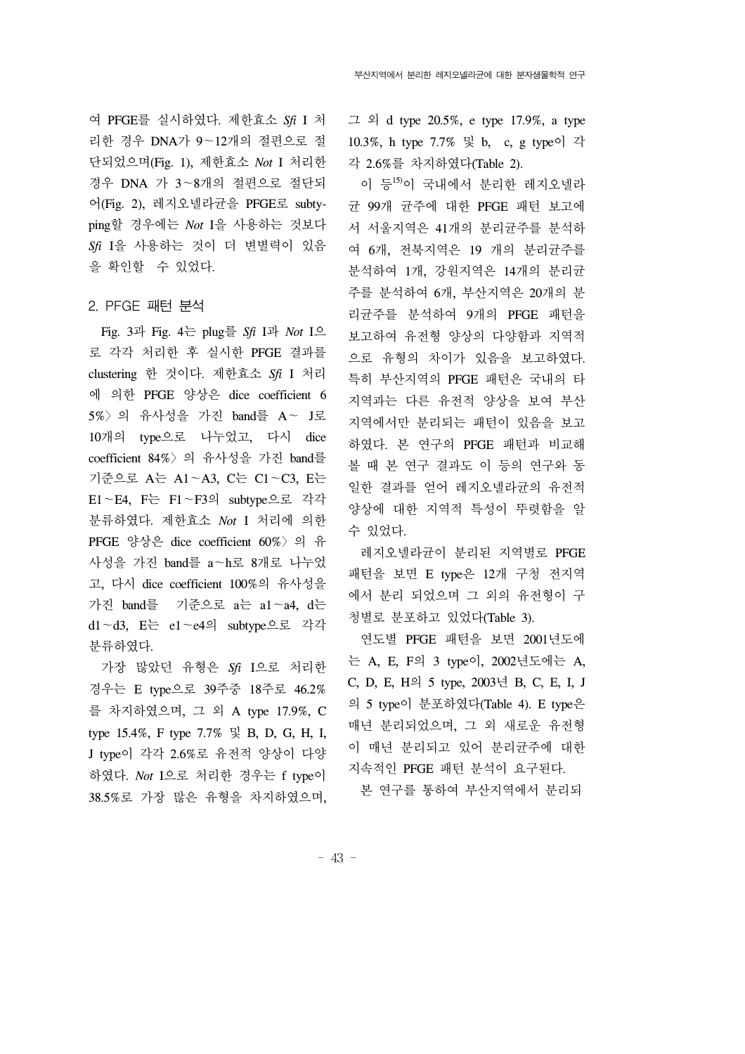여 PFGE를 실시하였다. 제한효소 *Sfi* I 처리한 경우 DNA가 9~12개의 절편으로 절단되었으며(Fig. 1), 제한효소 *Not* I 처리한 경우 DNA 가 3~8개의 절편으로 절단되어(Fig. 2), 레지오넬라균을 PFGE로 subtyping할 경우에는 *Not* I을 사용하는 것보다 *Sfi* I을 사용하는 것이 더 변별력이 있음을 확인할 수 있었다.

## 2. PFGE 패턴 분석

Fig. 3과 Fig. 4는 plug를 *Sfi* I과 *Not* I으로 각각 처리한 후 실시한 PFGE 결과를 clustering 한 것이다. 제한효소 *Sfi* I 처리에 의한 PFGE 양상은 dice coefficient 65%〉의 유사성을 가진 band를 A~ J로 10개의 type으로 나누었고, 다시 dice coefficient 84%〉의 유사성을 가진 band를 기준으로 A는 A1~A3, C는 C1~C3, E는 E1~E4, F는 F1~F3의 subtype으로 각각 분류하였다. 제한효소 *Not* I 처리에 의한 PFGE 양상은 dice coefficient 60%〉의 유사성을 가진 band를 a~h로 8개로 나누었고, 다시 dice coefficient 100%의 유사성을 가진 band를 기준으로 a는 a1~a4, d는 d1~d3, E는 e1~e4의 subtype으로 각각 분류하였다.

가장 많았던 유형은 *Sfi* I으로 처리한 경우는 E type으로 39주중 18주로 46.2%를 차지하였으며, 그 외 A type 17.9%, C type 15.4%, F type 7.7% 및 B, D, G, H, I, J type이 각각 2.6%로 유전적 양상이 다양하였다. *Not* I으로 처리한 경우는 f type이 38.5%로 가장 많은 유형을 차지하였으며, 그 외 d type 20.5%, e type 17.9%, a type 10.3%, h type 7.7% 및 b, c, g type이 각각 2.6%를 차지하였다(Table 2).

이 등[15]이 국내에서 분리한 레지오넬라균 99개 균주에 대한 PFGE 패턴 보고에서 서울지역은 41개의 분리균주를 분석하여 6개, 전북지역은 19 개의 분리균주를 분석하여 1개, 강원지역은 14개의 분리균주를 분석하여 6개, 부산지역은 20개의 분리균주를 분석하여 9개의 PFGE 패턴을 보고하여 유전형 양상의 다양함과 지역적으로 유형의 차이가 있음을 보고하였다. 특히 부산지역의 PFGE 패턴은 국내의 타 지역과는 다른 유전적 양상을 보여 부산지역에서만 분리되는 패턴이 있음을 보고하였다. 본 연구의 PFGE 패턴과 비교해 볼 때 본 연구 결과도 이 등의 연구와 동일한 결과를 얻어 레지오넬라균의 유전적 양상에 대한 지역적 특성이 뚜렷함을 알 수 있었다.

레지오넬라균이 분리된 지역별로 PFGE 패턴을 보면 E type은 12개 구청 전지역에서 분리 되었으며 그 외의 유전형이 구청별로 분포하고 있었다(Table 3).

연도별 PFGE 패턴을 보면 2001년도에는 A, E, F의 3 type이, 2002년도에는 A, C, D, E, H의 5 type, 2003년 B, C, E, I, J의 5 type이 분포하였다(Table 4). E type은 매년 분리되었으며, 그 외 새로운 유전형이 매년 분리되고 있어 분리균주에 대한 지속적인 PFGE 패턴 분석이 요구된다.

본 연구를 통하여 부산지역에서 분리되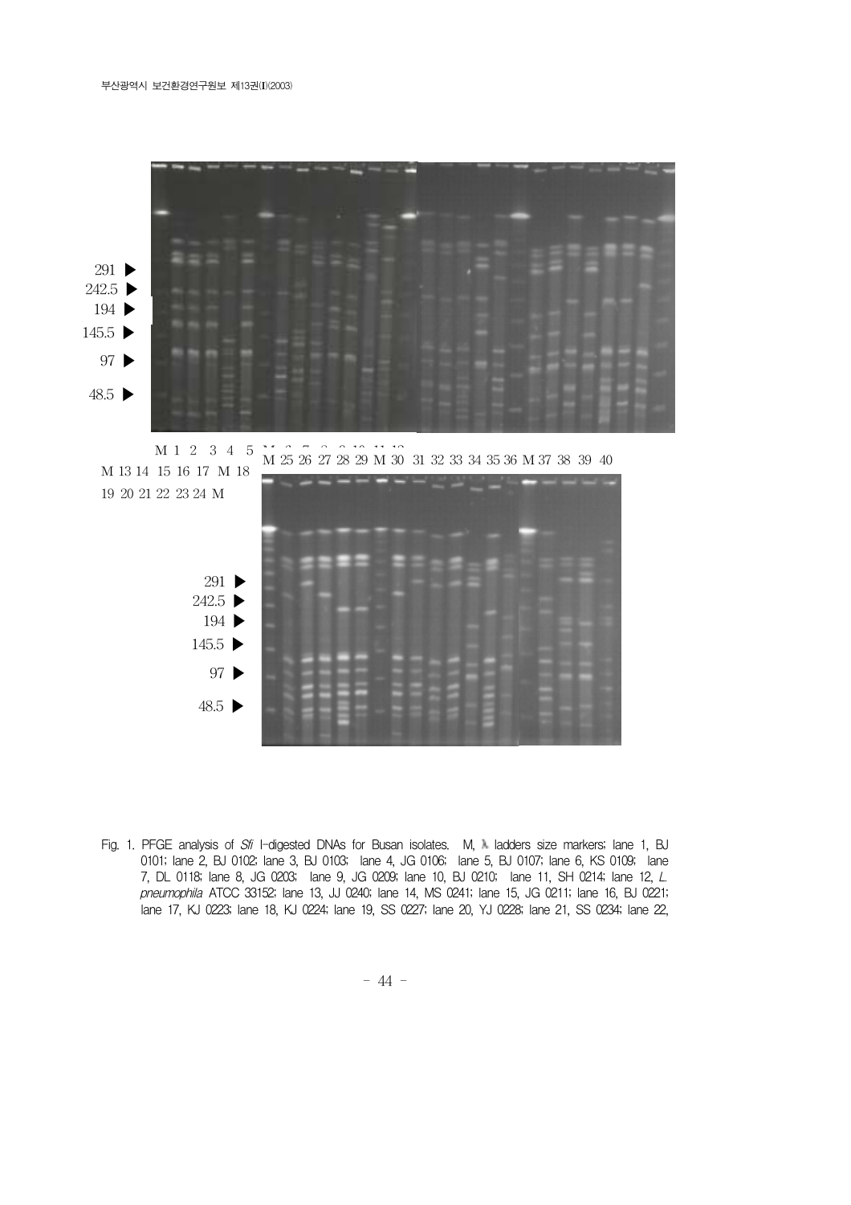291 ▶
242.5 ▶
194 ▶
145.5 ▶
97 ▶
48.5 ▶

M 1 2 3 4 5 M 6 7 8 9 10 11 12 M 13 14 15 16 17 M 18 19 20 21 22 23 24 M

M 25 26 27 28 29 M 30 31 32 33 34 35 36 M 37 38 39 40

291 ▶
242.5 ▶
194 ▶
145.5 ▶
97 ▶
48.5 ▶

Fig. 1. PFGE analysis of *Sfi* I-digested DNAs for Busan isolates. M, λ ladders size markers; lane 1, BJ 0101; lane 2, BJ 0102; lane 3, BJ 0103; lane 4, JG 0106; lane 5, BJ 0107; lane 6, KS 0109; lane 7, DL 0118; lane 8, JG 0203; lane 9, JG 0209; lane 10, BJ 0210; lane 11, SH 0214; lane 12, *L. pneumophila* ATCC 33152; lane 13, JJ 0240; lane 14, MS 0241; lane 15, JG 0211; lane 16, BJ 0221; lane 17, KJ 0223; lane 18, KJ 0224; lane 19, SS 0227; lane 20, YJ 0228; lane 21, SS 0234; lane 22,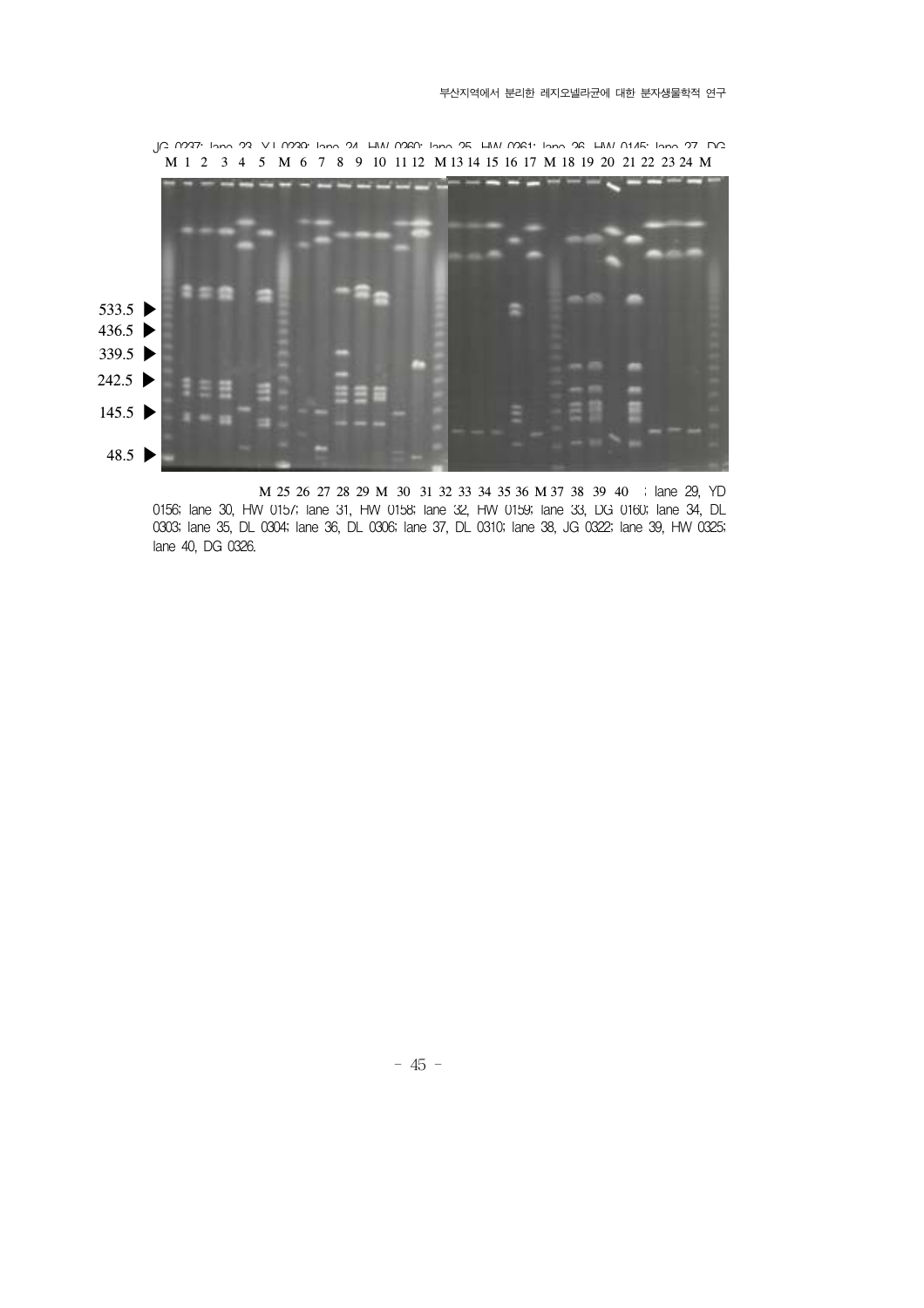JG 0237; lane 23, YJ 0239; lane 24, HW 0260; lane 25, HW 0261; lane 26, HW 0145; lane 27, DG

M 1 2 3 4 5 M 6 7 8 9 10 11 12 M 13 14 15 16 17 M 18 19 20 21 22 23 24 M

533.5
436.5
339.5
242.5
145.5
48.5

M 25 26 27 28 29 M 30 31 32 33 34 35 36 M 37 38 39 40 ; lane 29, YD 0156; lane 30, HW 0157; lane 31, HW 0158; lane 32, HW 0159; lane 33, DG 0160; lane 34, DL 0303; lane 35, DL 0304; lane 36, DL 0306; lane 37, DL 0310; lane 38, JG 0322; lane 39, HW 0325; lane 40, DG 0326.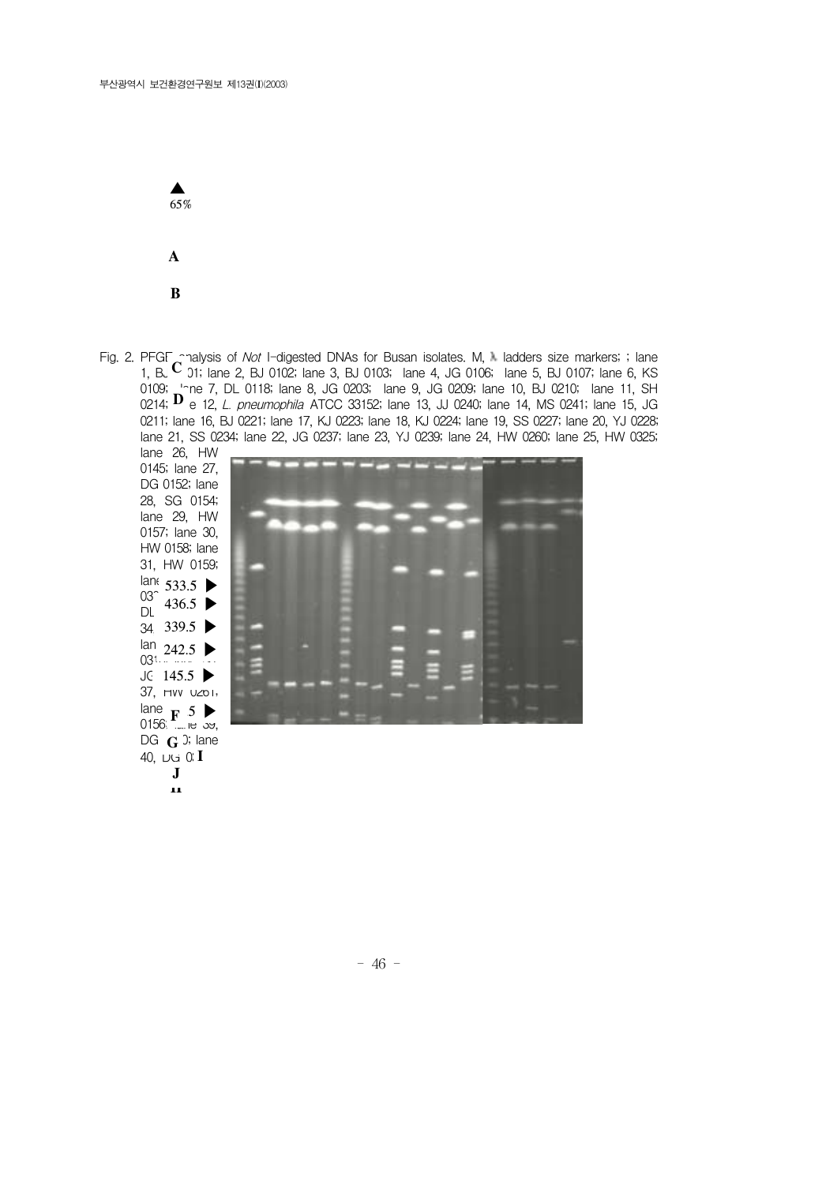▲
65%

**A**

**B**

Fig. 2. PFGE analysis of *Not* I-digested DNAs for Busan isolates. M, λ ladders size markers; ; lane 1, BJ 0101; lane 2, BJ 0102; lane 3, BJ 0103; lane 4, JG 0106; lane 5, BJ 0107; lane 6, KS 0109; lane 7, DL 0118; lane 8, JG 0203; lane 9, JG 0209; lane 10, BJ 0210; lane 11, SH 0214; lane 12, *L. pneumophila* ATCC 33152; lane 13, JJ 0240; lane 14, MS 0241; lane 15, JG 0211; lane 16, BJ 0221; lane 17, KJ 0223; lane 18, KJ 0224; lane 19, SS 0227; lane 20, YJ 0228; lane 21, SS 0234; lane 22, JG 0237; lane 23, YJ 0239; lane 24, HW 0260; lane 25, HW 0325; lane 26, HW 0145; lane 27, DG 0152; lane 28, SG 0154; lane 29, HW 0157; lane 30, HW 0158; lane 31, HW 0159; lane 03 DL 34 lan 03 JG 37, HW 0261; lane 0156; lane 39, DG 0; lane 40, DG 0

**C**

**D**

533.5 ▶

436.5 ▶

339.5 ▶

242.5 ▶

145.5 ▶

**F** 5 ▶

**G**

**I**

**J**

**H**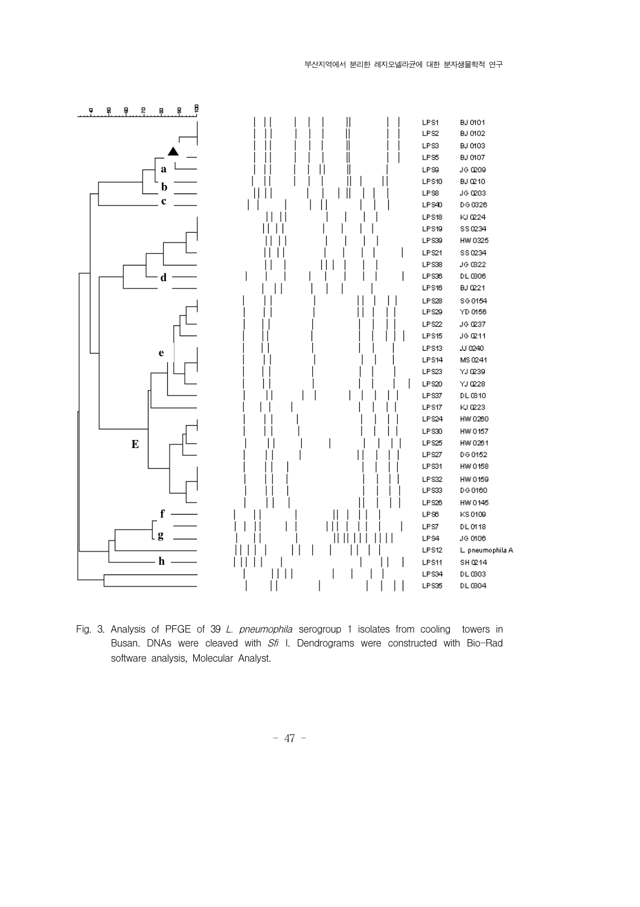Fig. 3. Analysis of PFGE of 39 *L. pneumophila* serogroup 1 isolates from cooling towers in Busan. DNAs were cleaved with *Sfi* I. Dendrograms were constructed with Bio-Rad software analysis, Molecular Analyst.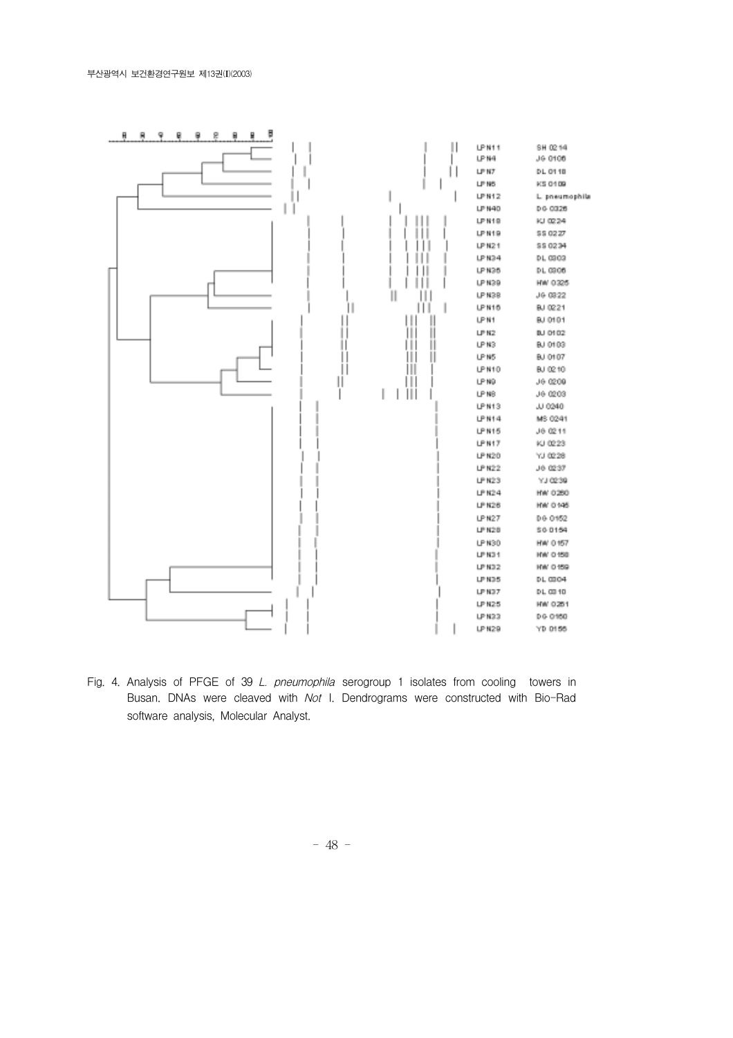Fig. 4. Analysis of PFGE of 39 *L. pneumophila* serogroup 1 isolates from cooling towers in Busan. DNAs were cleaved with *Not* I. Dendrograms were constructed with Bio-Rad software analysis, Molecular Analyst.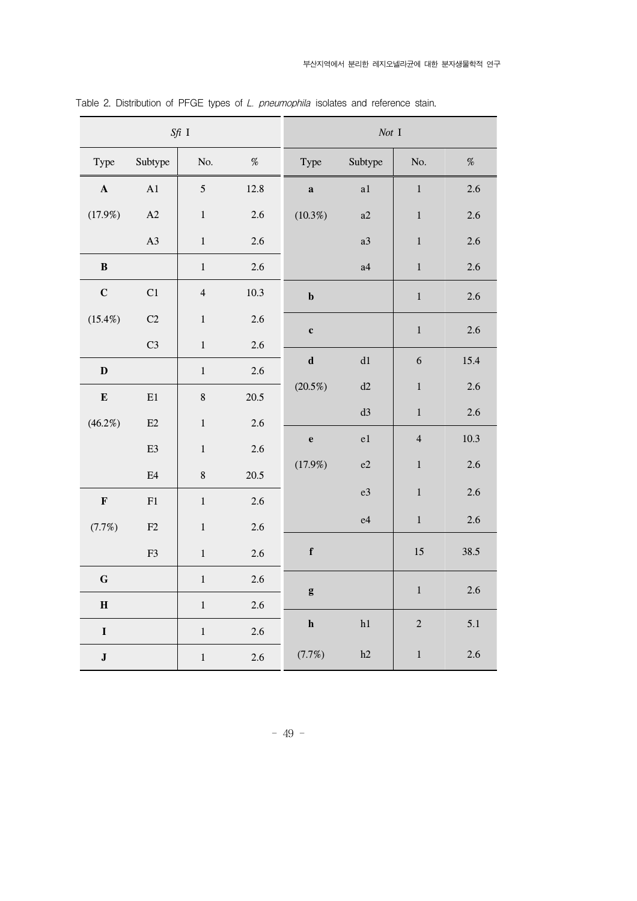Table 2. Distribution of PFGE types of *L. pneumophila* isolates and reference stain.

| *Sfi* I | | | | *Not* I | | | |
|---|---|---|---|---|---|---|---|
| Type | Subtype | No. | % | Type | Subtype | No. | % |
| **A** | A1 | 5 | 12.8 | **a** | a1 | 1 | 2.6 |
| (17.9%) | A2 | 1 | 2.6 | (10.3%) | a2 | 1 | 2.6 |
| | A3 | 1 | 2.6 | | a3 | 1 | 2.6 |
| **B** | | 1 | 2.6 | | a4 | 1 | 2.6 |
| **C** | C1 | 4 | 10.3 | **b** | | 1 | 2.6 |
| (15.4%) | C2 | 1 | 2.6 | **c** | | 1 | 2.6 |
| | C3 | 1 | 2.6 | **d** | d1 | 6 | 15.4 |
| **D** | | 1 | 2.6 | (20.5%) | d2 | 1 | 2.6 |
| **E** | E1 | 8 | 20.5 | | d3 | 1 | 2.6 |
| (46.2%) | E2 | 1 | 2.6 | **e** | e1 | 4 | 10.3 |
| | E3 | 1 | 2.6 | (17.9%) | e2 | 1 | 2.6 |
| | E4 | 8 | 20.5 | | e3 | 1 | 2.6 |
| **F** | F1 | 1 | 2.6 | | e4 | 1 | 2.6 |
| (7.7%) | F2 | 1 | 2.6 | | | | |
| | F3 | 1 | 2.6 | **f** | | 15 | 38.5 |
| **G** | | 1 | 2.6 | **g** | | 1 | 2.6 |
| **H** | | 1 | 2.6 | | | | |
| **I** | | 1 | 2.6 | **h** | h1 | 2 | 5.1 |
| **J** | | 1 | 2.6 | (7.7%) | h2 | 1 | 2.6 |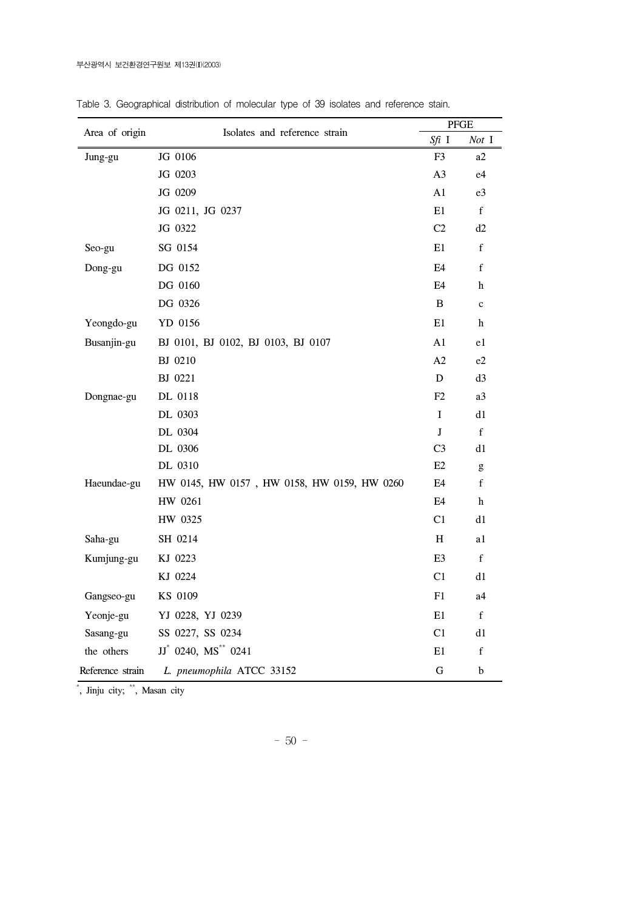Table 3. Geographical distribution of molecular type of 39 isolates and reference stain.

| Area of origin | Isolates and reference strain | PFGE | |
|---|---|---|---|
| | | *Sfi* I | *Not* I |
| Jung-gu | JG 0106 | F3 | a2 |
| | JG 0203 | A3 | e4 |
| | JG 0209 | A1 | e3 |
| | JG 0211, JG 0237 | E1 | f |
| | JG 0322 | C2 | d2 |
| Seo-gu | SG 0154 | E1 | f |
| Dong-gu | DG 0152 | E4 | f |
| | DG 0160 | E4 | h |
| | DG 0326 | B | c |
| Yeongdo-gu | YD 0156 | E1 | h |
| Busanjin-gu | BJ 0101, BJ 0102, BJ 0103, BJ 0107 | A1 | e1 |
| | BJ 0210 | A2 | e2 |
| | BJ 0221 | D | d3 |
| Dongnae-gu | DL 0118 | F2 | a3 |
| | DL 0303 | I | d1 |
| | DL 0304 | J | f |
| | DL 0306 | C3 | d1 |
| | DL 0310 | E2 | g |
| Haeundae-gu | HW 0145, HW 0157 , HW 0158, HW 0159, HW 0260 | E4 | f |
| | HW 0261 | E4 | h |
| | HW 0325 | C1 | d1 |
| Saha-gu | SH 0214 | H | a1 |
| Kumjung-gu | KJ 0223 | E3 | f |
| | KJ 0224 | C1 | d1 |
| Gangseo-gu | KS 0109 | F1 | a4 |
| Yeonje-gu | YJ 0228, YJ 0239 | E1 | f |
| Sasang-gu | SS 0227, SS 0234 | C1 | d1 |
| the others | JJ* 0240, MS** 0241 | E1 | f |
| Reference strain | *L. pneumophila* ATCC 33152 | G | b |

*, Jinju city; **, Masan city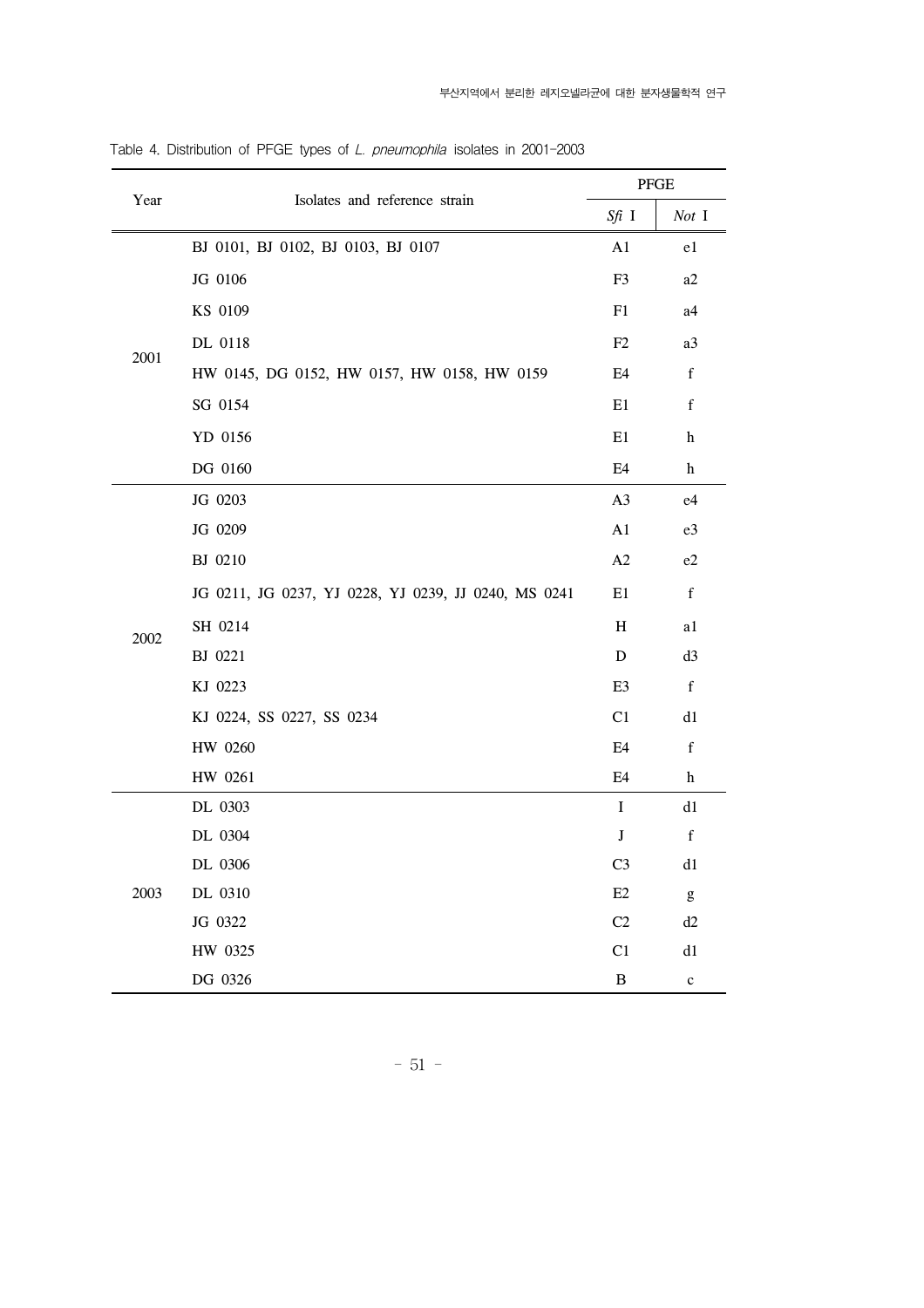Table 4. Distribution of PFGE types of *L. pneumophila* isolates in 2001-2003

| Year | Isolates and reference strain | PFGE | |
|---|---|---|---|
| | | *Sfi* I | *Not* I |
| 2001 | BJ 0101, BJ 0102, BJ 0103, BJ 0107 | A1 | e1 |
| | JG 0106 | F3 | a2 |
| | KS 0109 | F1 | a4 |
| | DL 0118 | F2 | a3 |
| | HW 0145, DG 0152, HW 0157, HW 0158, HW 0159 | E4 | f |
| | SG 0154 | E1 | f |
| | YD 0156 | E1 | h |
| | DG 0160 | E4 | h |
| 2002 | JG 0203 | A3 | e4 |
| | JG 0209 | A1 | e3 |
| | BJ 0210 | A2 | e2 |
| | JG 0211, JG 0237, YJ 0228, YJ 0239, JJ 0240, MS 0241 | E1 | f |
| | SH 0214 | H | a1 |
| | BJ 0221 | D | d3 |
| | KJ 0223 | E3 | f |
| | KJ 0224, SS 0227, SS 0234 | C1 | d1 |
| | HW 0260 | E4 | f |
| | HW 0261 | E4 | h |
| 2003 | DL 0303 | I | d1 |
| | DL 0304 | J | f |
| | DL 0306 | C3 | d1 |
| | DL 0310 | E2 | g |
| | JG 0322 | C2 | d2 |
| | HW 0325 | C1 | d1 |
| | DG 0326 | B | c |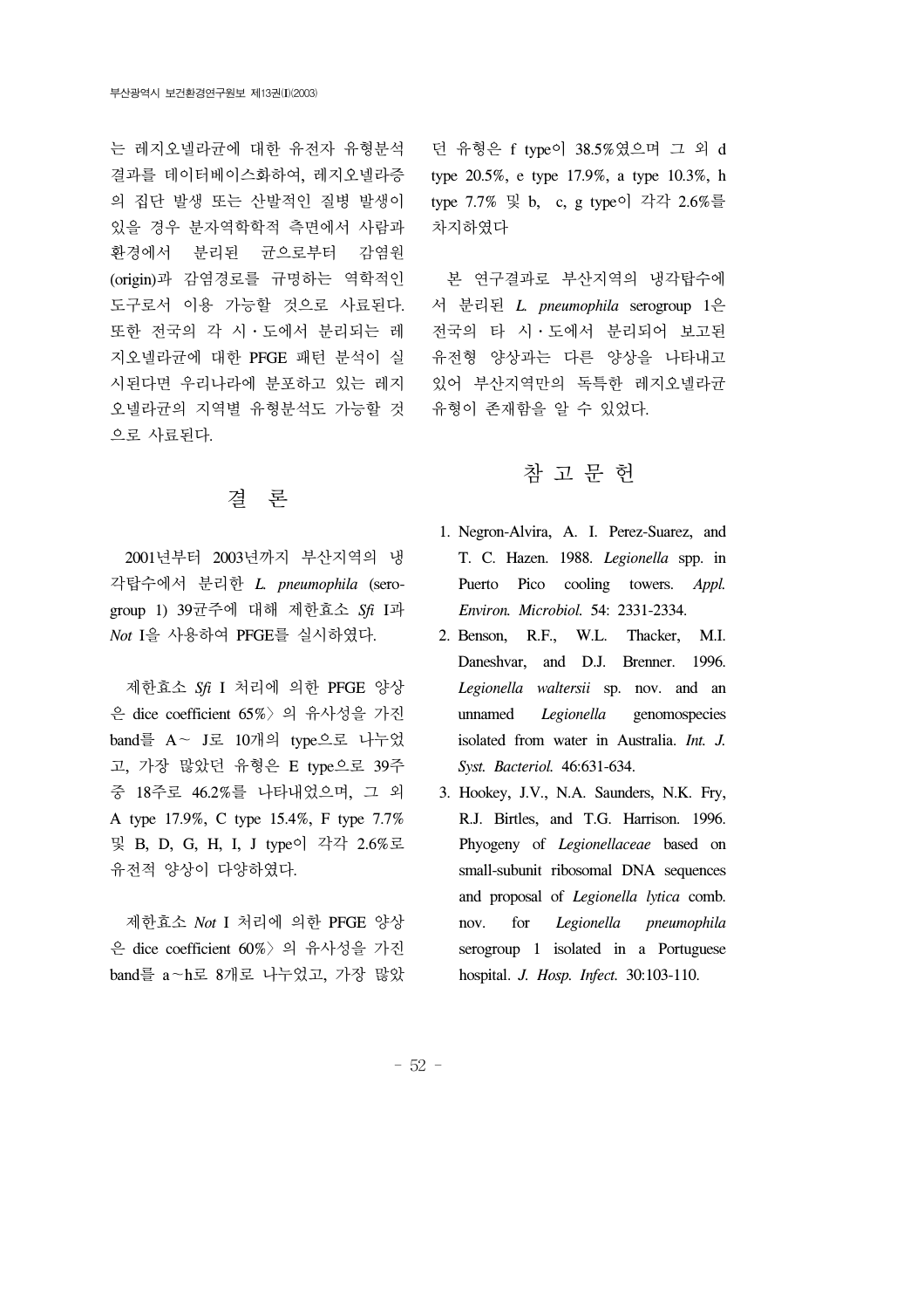는 레지오넬라균에 대한 유전자 유형분석 결과를 데이터베이스화하여, 레지오넬라증의 집단 발생 또는 산발적인 질병 발생이 있을 경우 분자역학학적 측면에서 사람과 환경에서 분리된 균으로부터 감염원(origin)과 감염경로를 규명하는 역학적인 도구로서 이용 가능할 것으로 사료된다. 또한 전국의 각 시・도에서 분리되는 레지오넬라균에 대한 PFGE 패턴 분석이 실시된다면 우리나라에 분포하고 있는 레지오넬라균의 지역별 유형분석도 가능할 것으로 사료된다.

## 결 론

2001년부터 2003년까지 부산지역의 냉각탑수에서 분리한 *L. pneumophila* (serogroup 1) 39균주에 대해 제한효소 *Sfi* I과 *Not* I을 사용하여 PFGE를 실시하였다.

제한효소 *Sfi* I 처리에 의한 PFGE 양상은 dice coefficient 65%〉의 유사성을 가진 band를 A～ J로 10개의 type으로 나누었고, 가장 많았던 유형은 E type으로 39주 중 18주로 46.2%를 나타내었으며, 그 외 A type 17.9%, C type 15.4%, F type 7.7% 및 B, D, G, H, I, J type이 각각 2.6%로 유전적 양상이 다양하였다.

제한효소 *Not* I 처리에 의한 PFGE 양상은 dice coefficient 60%〉의 유사성을 가진 band를 a～h로 8개로 나누었고, 가장 많았던 유형은 f type이 38.5%였으며 그 외 d type 20.5%, e type 17.9%, a type 10.3%, h type 7.7% 및 b, c, g type이 각각 2.6%를 차지하였다

본 연구결과로 부산지역의 냉각탑수에서 분리된 *L. pneumophila* serogroup 1은 전국의 타 시・도에서 분리되어 보고된 유전형 양상과는 다른 양상을 나타내고 있어 부산지역만의 독특한 레지오넬라균 유형이 존재함을 알 수 있었다.

## 참 고 문 헌

1. Negron-Alvira, A. I. Perez-Suarez, and T. C. Hazen. 1988. *Legionella* spp. in Puerto Pico cooling towers. *Appl. Environ. Microbiol.* 54: 2331-2334.
2. Benson, R.F., W.L. Thacker, M.I. Daneshvar, and D.J. Brenner. 1996. *Legionella waltersii* sp. nov. and an unnamed *Legionella* genomospecies isolated from water in Australia. *Int. J. Syst. Bacteriol.* 46:631-634.
3. Hookey, J.V., N.A. Saunders, N.K. Fry, R.J. Birtles, and T.G. Harrison. 1996. Phyogeny of *Legionellaceae* based on small-subunit ribosomal DNA sequences and proposal of *Legionella lytica* comb. nov. for *Legionella pneumophila* serogroup 1 isolated in a Portuguese hospital. *J. Hosp. Infect.* 30:103-110.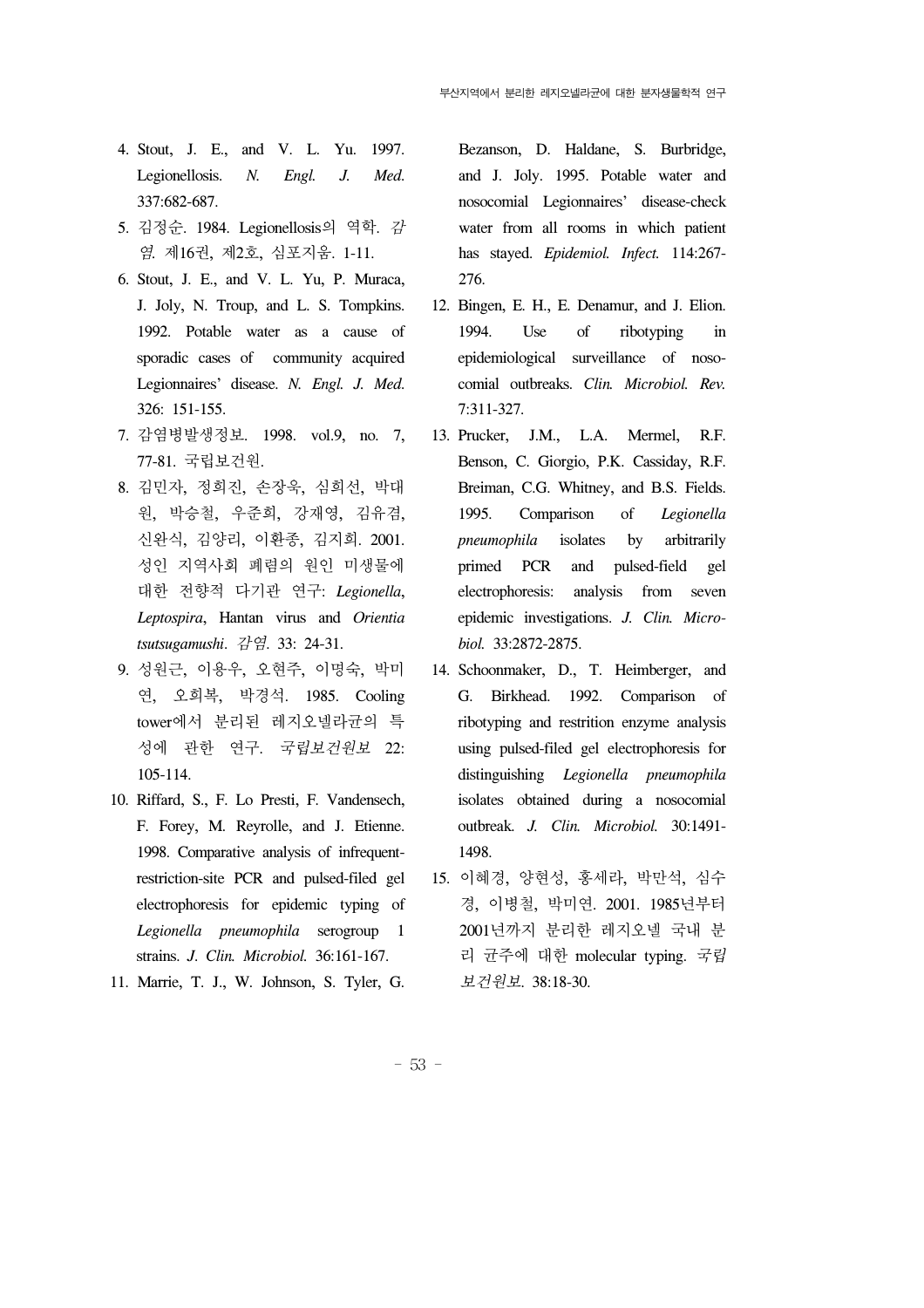4. Stout, J. E., and V. L. Yu. 1997. Legionellosis. *N. Engl. J. Med.* 337:682-687.
5. 김정순. 1984. Legionellosis의 역학. *감염.* 제16권, 제2호, 심포지움. 1-11.
6. Stout, J. E., and V. L. Yu, P. Muraca, J. Joly, N. Troup, and L. S. Tompkins. 1992. Potable water as a cause of sporadic cases of community acquired Legionnaires' disease. *N. Engl. J. Med.* 326: 151-155.
7. 감염병발생정보. 1998. vol.9, no. 7, 77-81. 국립보건원.
8. 김민자, 정희진, 손장욱, 심희선, 박대원, 박승철, 우준희, 강재영, 김유겸, 신완식, 김양리, 이환종, 김지희. 2001. 성인 지역사회 폐렴의 원인 미생물에 대한 전향적 다기관 연구: *Legionella*, *Leptospira*, Hantan virus and *Orientia tsutsugamushi*. *감염.* 33: 24-31.
9. 성원근, 이용우, 오현주, 이명숙, 박미연, 오희복, 박경석. 1985. Cooling tower에서 분리된 레지오넬라균의 특성에 관한 연구. *국립보건원보* 22: 105-114.
10. Riffard, S., F. Lo Presti, F. Vandensech, F. Forey, M. Reyrolle, and J. Etienne. 1998. Comparative analysis of infrequent-restriction-site PCR and pulsed-filed gel electrophoresis for epidemic typing of *Legionella pneumophila* serogroup 1 strains. *J. Clin. Microbiol.* 36:161-167.
11. Marrie, T. J., W. Johnson, S. Tyler, G. Bezanson, D. Haldane, S. Burbridge, and J. Joly. 1995. Potable water and nosocomial Legionnaires' disease-check water from all rooms in which patient has stayed. *Epidemiol. Infect.* 114:267-276.
12. Bingen, E. H., E. Denamur, and J. Elion. 1994. Use of ribotyping in epidemiological surveillance of nosocomial outbreaks. *Clin. Microbiol. Rev.* 7:311-327.
13. Prucker, J.M., L.A. Mermel, R.F. Benson, C. Giorgio, P.K. Cassiday, R.F. Breiman, C.G. Whitney, and B.S. Fields. 1995. Comparison of *Legionella pneumophila* isolates by arbitrarily primed PCR and pulsed-field gel electrophoresis: analysis from seven epidemic investigations. *J. Clin. Microbiol.* 33:2872-2875.
14. Schoonmaker, D., T. Heimberger, and G. Birkhead. 1992. Comparison of ribotyping and restrition enzyme analysis using pulsed-filed gel electrophoresis for distinguishing *Legionella pneumophila* isolates obtained during a nosocomial outbreak. *J. Clin. Microbiol.* 30:1491-1498.
15. 이혜경, 양현성, 홍세라, 박만석, 심수경, 이병철, 박미연. 2001. 1985년부터 2001년까지 분리한 레지오넬 국내 분리 균주에 대한 molecular typing. *국립보건원보.* 38:18-30.